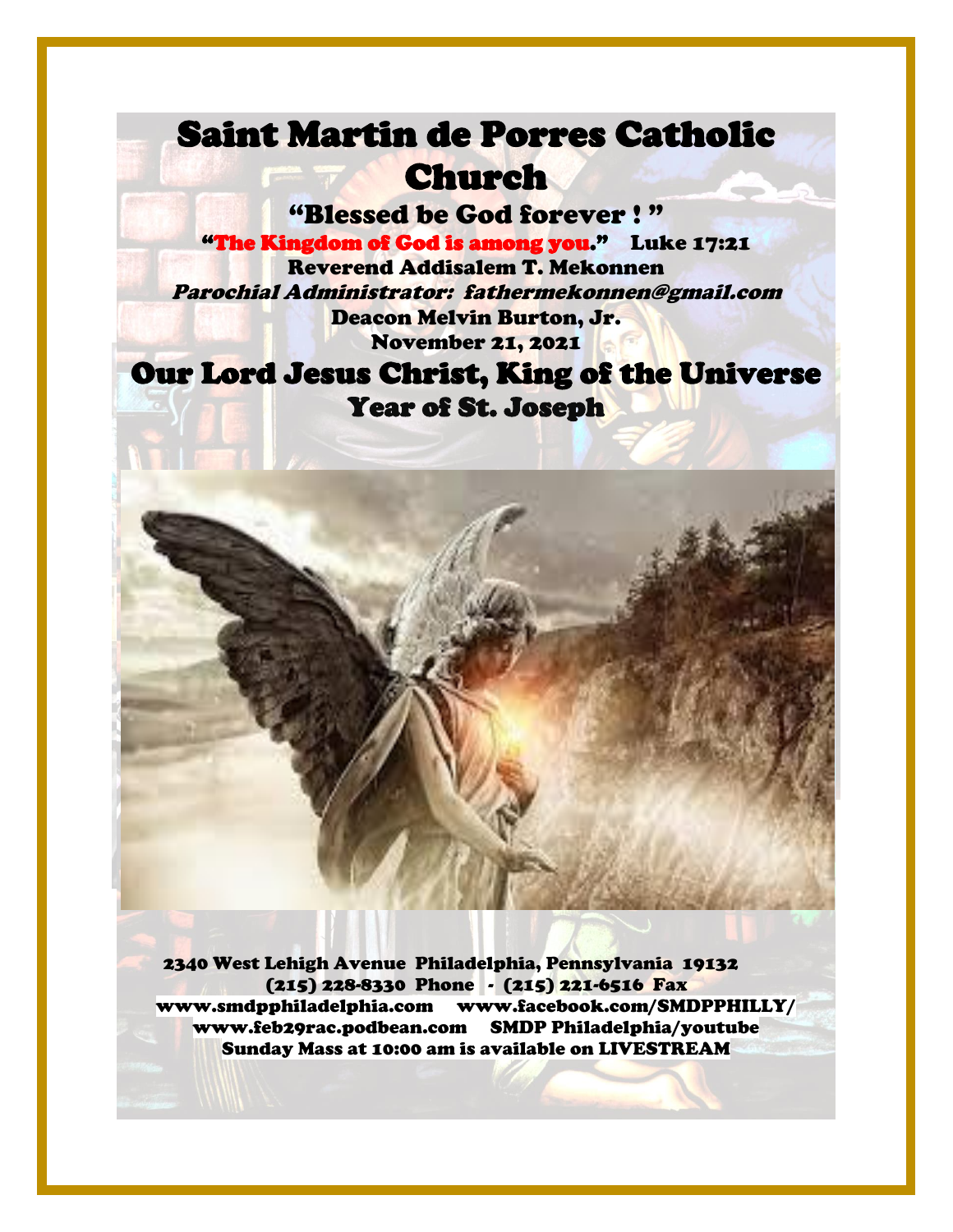# Saint Martin de Porres Catholic Church

**"Blessed be God forever ! "**

**"The Kingdom of God is among you." Luke 17:21**

**Reverend Addisalem T. Mekonnen**

***Parochial Administrator: fathermekonnen@gmail.com***

**Deacon Melvin Burton, Jr.**

**November 21, 2021**

## Our Lord Jesus Christ, King of the Universe

## Year of St. Joseph

**2340 West Lehigh Avenue Philadelphia, Pennsylvania 19132**

**(215) 228-8330 Phone - (215) 221-6516 Fax**

**www.smdpphiladelphia.com www.facebook.com/SMDPPHILLY/**

**www.feb29rac.podbean.com SMDP Philadelphia/youtube**

**Sunday Mass at 10:00 am is available on LIVESTREAM**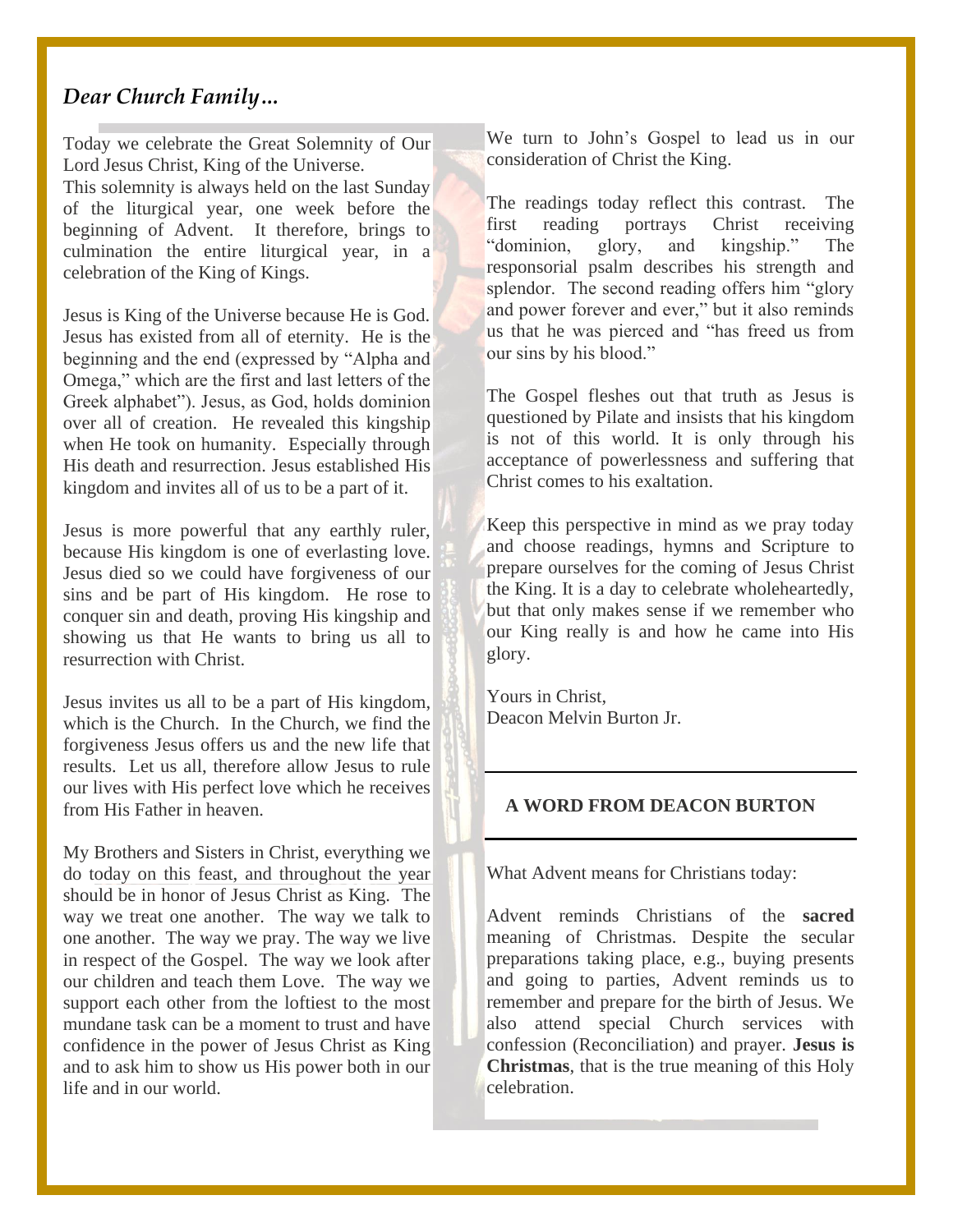## *Dear Church Family…*

Today we celebrate the Great Solemnity of Our Lord Jesus Christ, King of the Universe.
This solemnity is always held on the last Sunday of the liturgical year, one week before the beginning of Advent. It therefore, brings to culmination the entire liturgical year, in a celebration of the King of Kings.

Jesus is King of the Universe because He is God. Jesus has existed from all of eternity. He is the beginning and the end (expressed by "Alpha and Omega," which are the first and last letters of the Greek alphabet"). Jesus, as God, holds dominion over all of creation. He revealed this kingship when He took on humanity. Especially through His death and resurrection. Jesus established His kingdom and invites all of us to be a part of it.

Jesus is more powerful that any earthly ruler, because His kingdom is one of everlasting love. Jesus died so we could have forgiveness of our sins and be part of His kingdom. He rose to conquer sin and death, proving His kingship and showing us that He wants to bring us all to resurrection with Christ.

Jesus invites us all to be a part of His kingdom, which is the Church. In the Church, we find the forgiveness Jesus offers us and the new life that results. Let us all, therefore allow Jesus to rule our lives with His perfect love which he receives from His Father in heaven.

My Brothers and Sisters in Christ, everything we do today on this feast, and throughout the year should be in honor of Jesus Christ as King. The way we treat one another. The way we talk to one another. The way we pray. The way we live in respect of the Gospel. The way we look after our children and teach them Love. The way we support each other from the loftiest to the most mundane task can be a moment to trust and have confidence in the power of Jesus Christ as King and to ask him to show us His power both in our life and in our world.

We turn to John's Gospel to lead us in our consideration of Christ the King.

The readings today reflect this contrast. The first reading portrays Christ receiving "dominion, glory, and kingship." The responsorial psalm describes his strength and splendor. The second reading offers him "glory and power forever and ever," but it also reminds us that he was pierced and "has freed us from our sins by his blood."

The Gospel fleshes out that truth as Jesus is questioned by Pilate and insists that his kingdom is not of this world. It is only through his acceptance of powerlessness and suffering that Christ comes to his exaltation.

Keep this perspective in mind as we pray today and choose readings, hymns and Scripture to prepare ourselves for the coming of Jesus Christ the King. It is a day to celebrate wholeheartedly, but that only makes sense if we remember who our King really is and how he came into His glory.

Yours in Christ,
Deacon Melvin Burton Jr.

---

### A WORD FROM DEACON BURTON

---

What Advent means for Christians today:

Advent reminds Christians of the **sacred** meaning of Christmas. Despite the secular preparations taking place, e.g., buying presents and going to parties, Advent reminds us to remember and prepare for the birth of Jesus. We also attend special Church services with confession (Reconciliation) and prayer. **Jesus is Christmas**, that is the true meaning of this Holy celebration.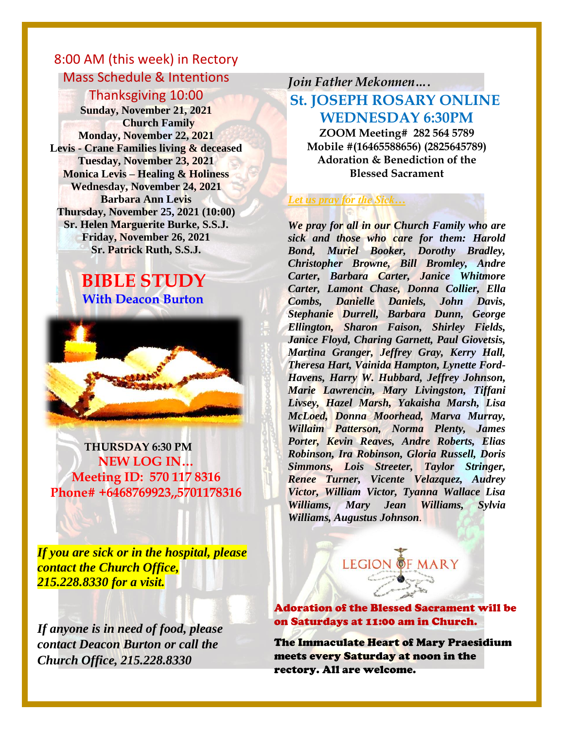8:00 AM (this week) in Rectory

## Mass Schedule & Intentions

Thanksgiving 10:00

**Sunday, November 21, 2021**
**Church Family**
**Monday, November 22, 2021**
**Levis - Crane Families living & deceased**
**Tuesday, November 23, 2021**
**Monica Levis – Healing & Holiness**
**Wednesday, November 24, 2021**
**Barbara Ann Levis**
**Thursday, November 25, 2021 (10:00)**
**Sr. Helen Marguerite Burke, S.S.J.**
**Friday, November 26, 2021**
**Sr. Patrick Ruth, S.S.J.**

## BIBLE STUDY

**With Deacon Burton**

**THURSDAY 6:30 PM**
**NEW LOG IN…**
**Meeting ID: 570 117 8316**
**Phone# +6468769923,,5701178316**

***If you are sick or in the hospital, please contact the Church Office, 215.228.8330 for a visit.***

***If anyone is in need of food, please contact Deacon Burton or call the Church Office, 215.228.8330***

*Join Father Mekonnen….*

## St. JOSEPH ROSARY ONLINE WEDNESDAY 6:30PM

**ZOOM Meeting# 282 564 5789**
**Mobile #(16465588656) (2825645789)**
**Adoration & Benediction of the Blessed Sacrament**

***Let us pray for the Sick…***

***We pray for all in our Church Family who are sick and those who care for them: Harold Bond, Muriel Booker, Dorothy Bradley, Christopher Browne, Bill Bromley, Andre Carter, Barbara Carter, Janice Whitmore Carter, Lamont Chase, Donna Collier, Ella Combs, Danielle Daniels, John Davis, Stephanie Durrell, Barbara Dunn, George Ellington, Sharon Faison, Shirley Fields, Janice Floyd, Charing Garnett, Paul Giovetsis, Martina Granger, Jeffrey Gray, Kerry Hall, Theresa Hart, Vainida Hampton, Lynette Ford-Havens, Harry W. Hubbard, Jeffrey Johnson, Marie Lawrencin, Mary Livingston, Tiffani Livsey, Hazel Marsh, Yakaisha Marsh, Lisa McLoed, Donna Moorhead, Marva Murray, Willaim Patterson, Norma Plenty, James Porter, Kevin Reaves, Andre Roberts, Elias Robinson, Ira Robinson, Gloria Russell, Doris Simmons, Lois Streeter, Taylor Stringer, Renee Turner, Vicente Velazquez, Audrey Victor, William Victor, Tyanna Wallace Lisa Williams, Mary Jean Williams, Sylvia Williams, Augustus Johnson.***

LEGION OF MARY

**Adoration of the Blessed Sacrament will be on Saturdays at 11:00 am in Church.**

**The Immaculate Heart of Mary Praesidium meets every Saturday at noon in the rectory. All are welcome.**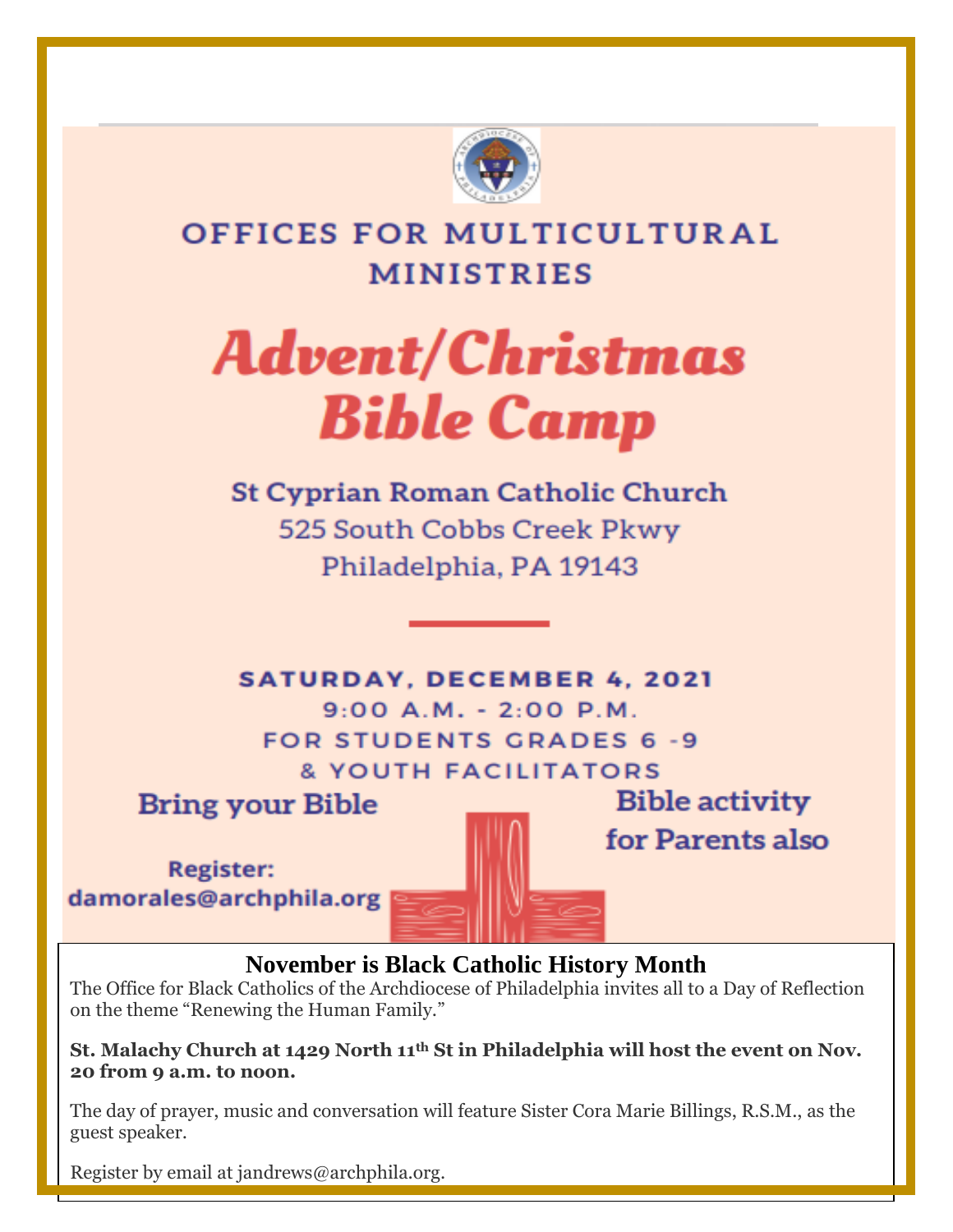OFFICES FOR MULTICULTURAL MINISTRIES

# Advent/Christmas Bible Camp

**St Cyprian Roman Catholic Church**
525 South Cobbs Creek Pkwy
Philadelphia, PA 19143

**SATURDAY, DECEMBER 4, 2021**
9:00 A.M. - 2:00 P.M.
FOR STUDENTS GRADES 6 -9
& YOUTH FACILITATORS

**Bring your Bible**

**Bible activity for Parents also**

**Register:**
**damorales@archphila.org**

## November is Black Catholic History Month

The Office for Black Catholics of the Archdiocese of Philadelphia invites all to a Day of Reflection on the theme "Renewing the Human Family."

**St. Malachy Church at 1429 North 11th St in Philadelphia will host the event on Nov. 20 from 9 a.m. to noon.**

The day of prayer, music and conversation will feature Sister Cora Marie Billings, R.S.M., as the guest speaker.

Register by email at jandrews@archphila.org.